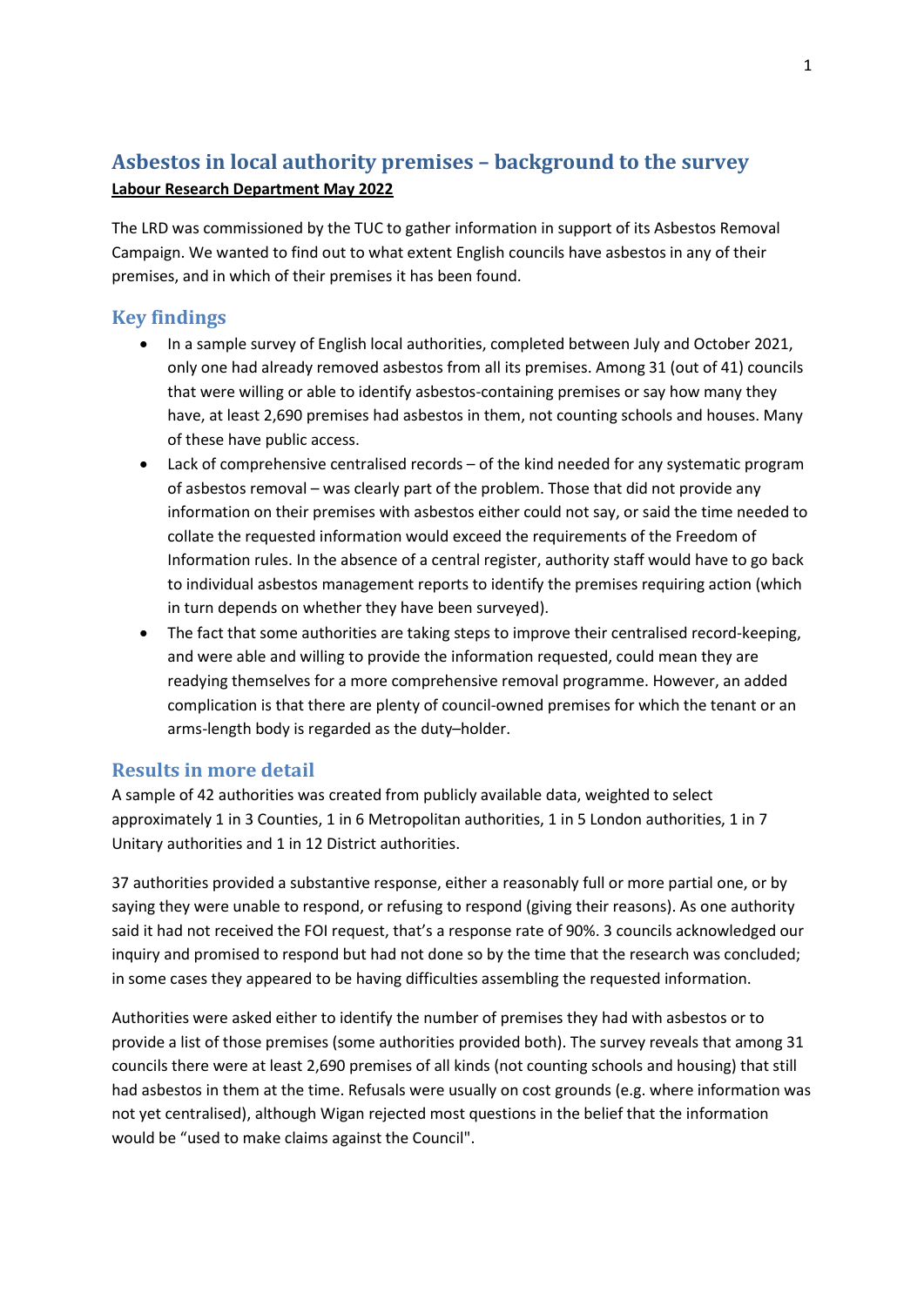# Asbestos in local authority premises – background to the survey

**Labour Research Department May 2022**

The LRD was commissioned by the TUC to gather information in support of its Asbestos Removal Campaign. We wanted to find out to what extent English councils have asbestos in any of their premises, and in which of their premises it has been found.

## Key findings

- In a sample survey of English local authorities, completed between July and October 2021, only one had already removed asbestos from all its premises. Among 31 (out of 41) councils that were willing or able to identify asbestos-containing premises or say how many they have, at least 2,690 premises had asbestos in them, not counting schools and houses. Many of these have public access.
- Lack of comprehensive centralised records – of the kind needed for any systematic program of asbestos removal – was clearly part of the problem. Those that did not provide any information on their premises with asbestos either could not say, or said the time needed to collate the requested information would exceed the requirements of the Freedom of Information rules. In the absence of a central register, authority staff would have to go back to individual asbestos management reports to identify the premises requiring action (which in turn depends on whether they have been surveyed).
- The fact that some authorities are taking steps to improve their centralised record-keeping, and were able and willing to provide the information requested, could mean they are readying themselves for a more comprehensive removal programme. However, an added complication is that there are plenty of council-owned premises for which the tenant or an arms-length body is regarded as the duty–holder.

## Results in more detail

A sample of 42 authorities was created from publicly available data, weighted to select approximately 1 in 3 Counties, 1 in 6 Metropolitan authorities, 1 in 5 London authorities, 1 in 7 Unitary authorities and 1 in 12 District authorities.

37 authorities provided a substantive response, either a reasonably full or more partial one, or by saying they were unable to respond, or refusing to respond (giving their reasons). As one authority said it had not received the FOI request, that's a response rate of 90%. 3 councils acknowledged our inquiry and promised to respond but had not done so by the time that the research was concluded; in some cases they appeared to be having difficulties assembling the requested information.

Authorities were asked either to identify the number of premises they had with asbestos or to provide a list of those premises (some authorities provided both). The survey reveals that among 31 councils there were at least 2,690 premises of all kinds (not counting schools and housing) that still had asbestos in them at the time. Refusals were usually on cost grounds (e.g. where information was not yet centralised), although Wigan rejected most questions in the belief that the information would be "used to make claims against the Council".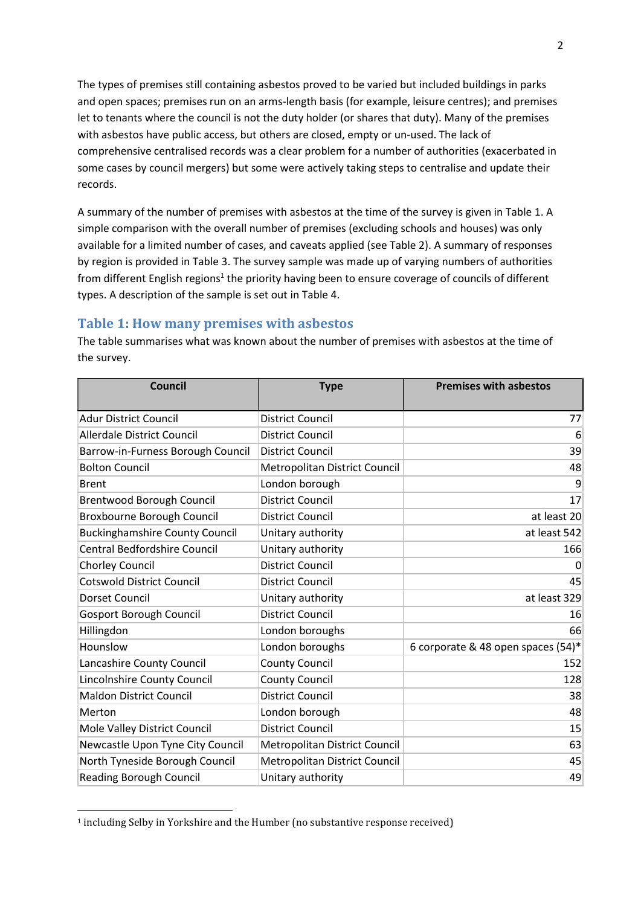The types of premises still containing asbestos proved to be varied but included buildings in parks and open spaces; premises run on an arms-length basis (for example, leisure centres); and premises let to tenants where the council is not the duty holder (or shares that duty). Many of the premises with asbestos have public access, but others are closed, empty or un-used. The lack of comprehensive centralised records was a clear problem for a number of authorities (exacerbated in some cases by council mergers) but some were actively taking steps to centralise and update their records.

A summary of the number of premises with asbestos at the time of the survey is given in Table 1. A simple comparison with the overall number of premises (excluding schools and houses) was only available for a limited number of cases, and caveats applied (see Table 2). A summary of responses by region is provided in Table 3. The survey sample was made up of varying numbers of authorities from different English regions[1] the priority having been to ensure coverage of councils of different types. A description of the sample is set out in Table 4.

## Table 1: How many premises with asbestos

The table summarises what was known about the number of premises with asbestos at the time of the survey.

| Council | Type | Premises with asbestos |
|---|---|---|
| Adur District Council | District Council | 77 |
| Allerdale District Council | District Council | 6 |
| Barrow-in-Furness Borough Council | District Council | 39 |
| Bolton Council | Metropolitan District Council | 48 |
| Brent | London borough | 9 |
| Brentwood Borough Council | District Council | 17 |
| Broxbourne Borough Council | District Council | at least 20 |
| Buckinghamshire County Council | Unitary authority | at least 542 |
| Central Bedfordshire Council | Unitary authority | 166 |
| Chorley Council | District Council | 0 |
| Cotswold District Council | District Council | 45 |
| Dorset Council | Unitary authority | at least 329 |
| Gosport Borough Council | District Council | 16 |
| Hillingdon | London boroughs | 66 |
| Hounslow | London boroughs | 6 corporate & 48 open spaces (54)* |
| Lancashire County Council | County Council | 152 |
| Lincolnshire County Council | County Council | 128 |
| Maldon District Council | District Council | 38 |
| Merton | London borough | 48 |
| Mole Valley District Council | District Council | 15 |
| Newcastle Upon Tyne City Council | Metropolitan District Council | 63 |
| North Tyneside Borough Council | Metropolitan District Council | 45 |
| Reading Borough Council | Unitary authority | 49 |

[1] including Selby in Yorkshire and the Humber (no substantive response received)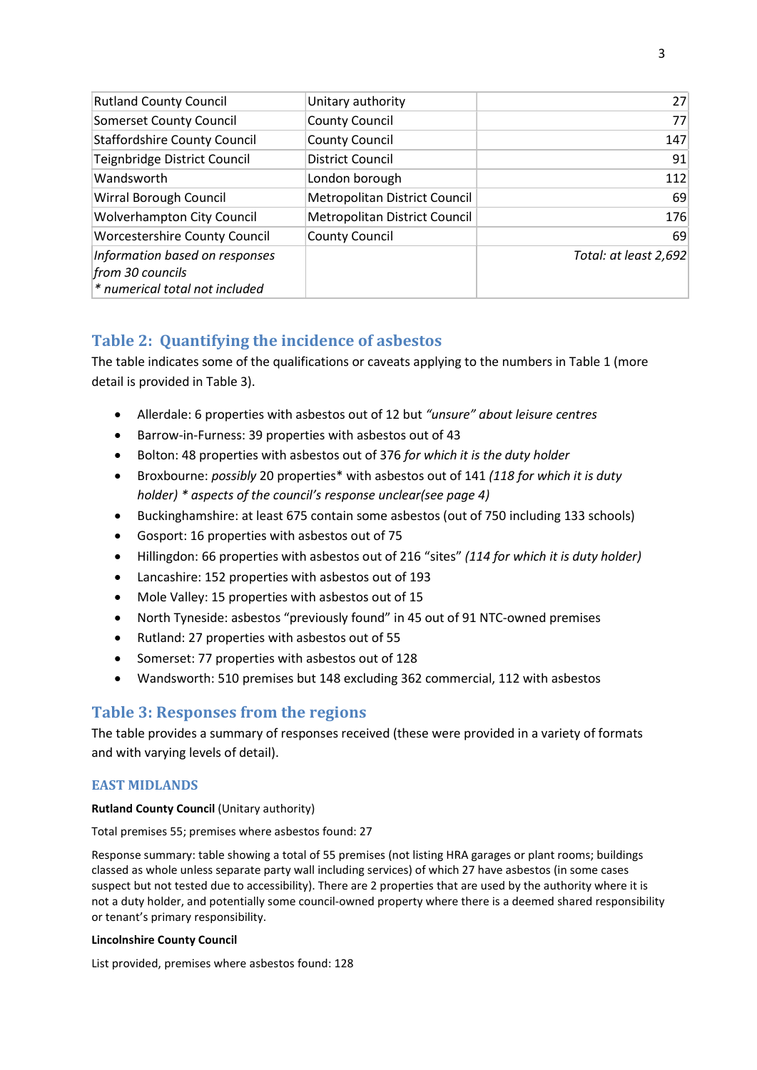| | | |
|---|---|---|
| Rutland County Council | Unitary authority | 27 |
| Somerset County Council | County Council | 77 |
| Staffordshire County Council | County Council | 147 |
| Teignbridge District Council | District Council | 91 |
| Wandsworth | London borough | 112 |
| Wirral Borough Council | Metropolitan District Council | 69 |
| Wolverhampton City Council | Metropolitan District Council | 176 |
| Worcestershire County Council | County Council | 69 |
| *Information based on responses from 30 councils* <br> ** numerical total not included* | | *Total: at least 2,692* |

## Table 2: Quantifying the incidence of asbestos

The table indicates some of the qualifications or caveats applying to the numbers in Table 1 (more detail is provided in Table 3).

- Allerdale: 6 properties with asbestos out of 12 but *"unsure" about leisure centres*
- Barrow-in-Furness: 39 properties with asbestos out of 43
- Bolton: 48 properties with asbestos out of 376 *for which it is the duty holder*
- Broxbourne: *possibly* 20 properties* with asbestos out of 141 *(118 for which it is duty holder) * aspects of the council's response unclear(see page 4)*
- Buckinghamshire: at least 675 contain some asbestos (out of 750 including 133 schools)
- Gosport: 16 properties with asbestos out of 75
- Hillingdon: 66 properties with asbestos out of 216 "sites" *(114 for which it is duty holder)*
- Lancashire: 152 properties with asbestos out of 193
- Mole Valley: 15 properties with asbestos out of 15
- North Tyneside: asbestos "previously found" in 45 out of 91 NTC-owned premises
- Rutland: 27 properties with asbestos out of 55
- Somerset: 77 properties with asbestos out of 128
- Wandsworth: 510 premises but 148 excluding 362 commercial, 112 with asbestos

## Table 3: Responses from the regions

The table provides a summary of responses received (these were provided in a variety of formats and with varying levels of detail).

### EAST MIDLANDS

**Rutland County Council** (Unitary authority)

Total premises 55; premises where asbestos found: 27

Response summary: table showing a total of 55 premises (not listing HRA garages or plant rooms; buildings classed as whole unless separate party wall including services) of which 27 have asbestos (in some cases suspect but not tested due to accessibility). There are 2 properties that are used by the authority where it is not a duty holder, and potentially some council-owned property where there is a deemed shared responsibility or tenant's primary responsibility.

**Lincolnshire County Council**

List provided, premises where asbestos found: 128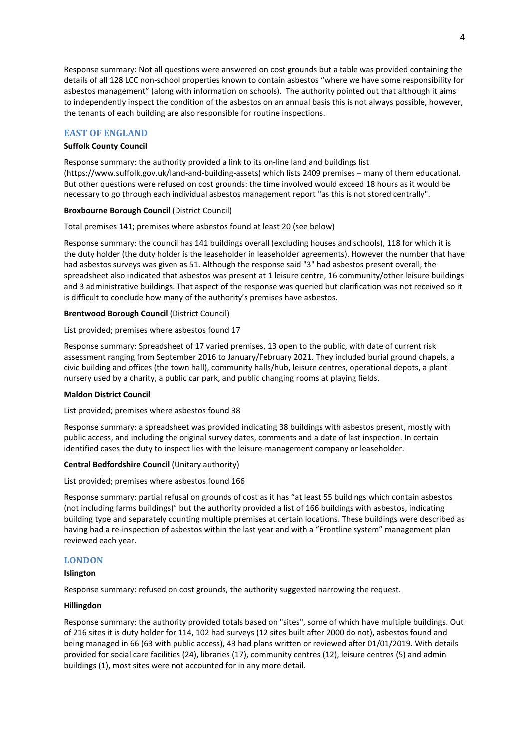Response summary: Not all questions were answered on cost grounds but a table was provided containing the details of all 128 LCC non-school properties known to contain asbestos "where we have some responsibility for asbestos management" (along with information on schools). The authority pointed out that although it aims to independently inspect the condition of the asbestos on an annual basis this is not always possible, however, the tenants of each building are also responsible for routine inspections.

## EAST OF ENGLAND

**Suffolk County Council**

Response summary: the authority provided a link to its on-line land and buildings list (https://www.suffolk.gov.uk/land-and-building-assets) which lists 2409 premises – many of them educational. But other questions were refused on cost grounds: the time involved would exceed 18 hours as it would be necessary to go through each individual asbestos management report "as this is not stored centrally".

**Broxbourne Borough Council** (District Council)

Total premises 141; premises where asbestos found at least 20 (see below)

Response summary: the council has 141 buildings overall (excluding houses and schools), 118 for which it is the duty holder (the duty holder is the leaseholder in leaseholder agreements). However the number that have had asbestos surveys was given as 51. Although the response said "3" had asbestos present overall, the spreadsheet also indicated that asbestos was present at 1 leisure centre, 16 community/other leisure buildings and 3 administrative buildings. That aspect of the response was queried but clarification was not received so it is difficult to conclude how many of the authority's premises have asbestos.

**Brentwood Borough Council** (District Council)

List provided; premises where asbestos found 17

Response summary: Spreadsheet of 17 varied premises, 13 open to the public, with date of current risk assessment ranging from September 2016 to January/February 2021. They included burial ground chapels, a civic building and offices (the town hall), community halls/hub, leisure centres, operational depots, a plant nursery used by a charity, a public car park, and public changing rooms at playing fields.

**Maldon District Council**

List provided; premises where asbestos found 38

Response summary: a spreadsheet was provided indicating 38 buildings with asbestos present, mostly with public access, and including the original survey dates, comments and a date of last inspection. In certain identified cases the duty to inspect lies with the leisure-management company or leaseholder.

**Central Bedfordshire Council** (Unitary authority)

List provided; premises where asbestos found 166

Response summary: partial refusal on grounds of cost as it has "at least 55 buildings which contain asbestos (not including farms buildings)" but the authority provided a list of 166 buildings with asbestos, indicating building type and separately counting multiple premises at certain locations. These buildings were described as having had a re-inspection of asbestos within the last year and with a "Frontline system" management plan reviewed each year.

## LONDON

**Islington**

Response summary: refused on cost grounds, the authority suggested narrowing the request.

**Hillingdon**

Response summary: the authority provided totals based on "sites", some of which have multiple buildings. Out of 216 sites it is duty holder for 114, 102 had surveys (12 sites built after 2000 do not), asbestos found and being managed in 66 (63 with public access), 43 had plans written or reviewed after 01/01/2019. With details provided for social care facilities (24), libraries (17), community centres (12), leisure centres (5) and admin buildings (1), most sites were not accounted for in any more detail.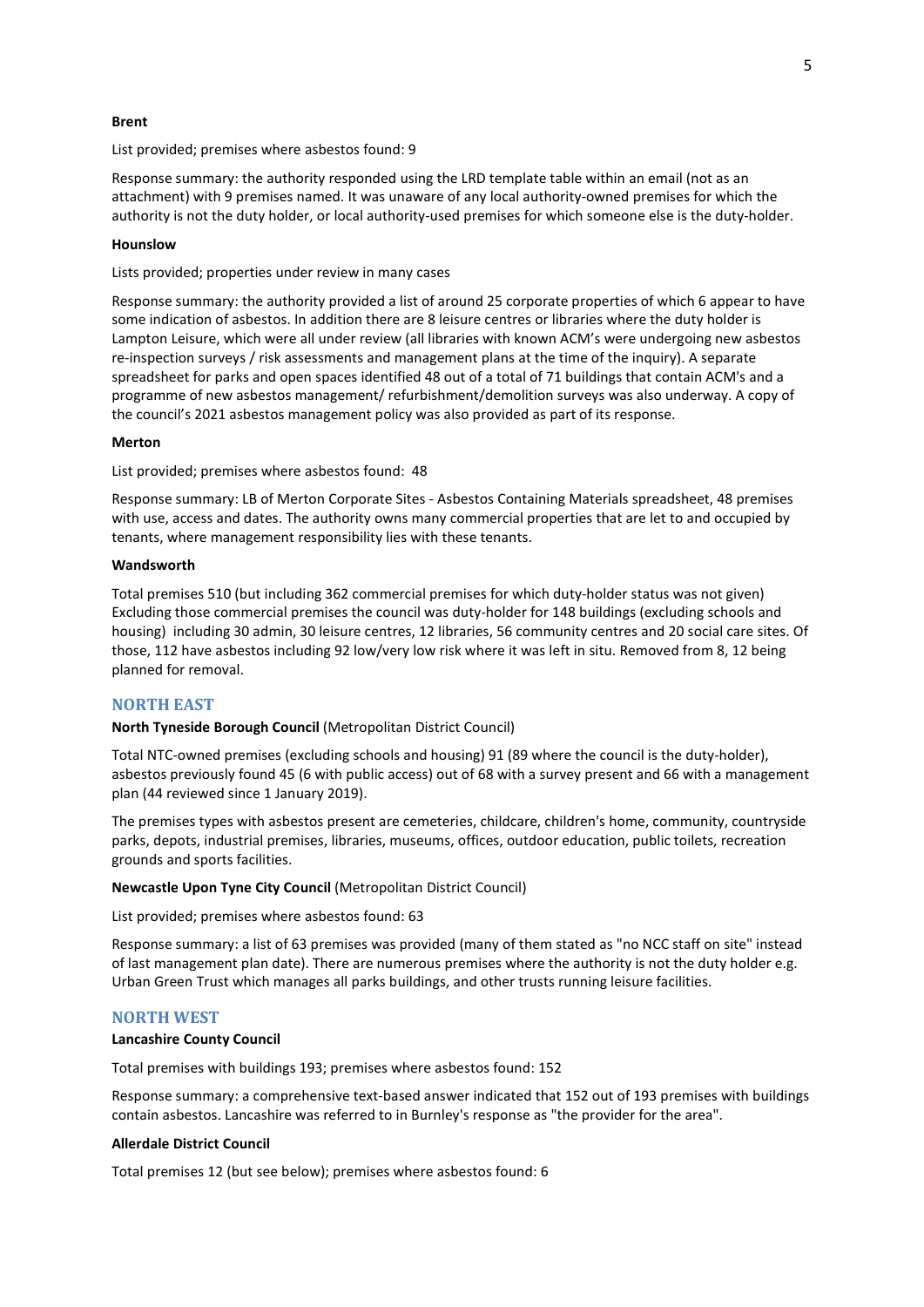**Brent**

List provided; premises where asbestos found: 9

Response summary: the authority responded using the LRD template table within an email (not as an attachment) with 9 premises named. It was unaware of any local authority-owned premises for which the authority is not the duty holder, or local authority-used premises for which someone else is the duty-holder.

**Hounslow**

Lists provided; properties under review in many cases

Response summary: the authority provided a list of around 25 corporate properties of which 6 appear to have some indication of asbestos. In addition there are 8 leisure centres or libraries where the duty holder is Lampton Leisure, which were all under review (all libraries with known ACM's were undergoing new asbestos re-inspection surveys / risk assessments and management plans at the time of the inquiry). A separate spreadsheet for parks and open spaces identified 48 out of a total of 71 buildings that contain ACM's and a programme of new asbestos management/ refurbishment/demolition surveys was also underway. A copy of the council's 2021 asbestos management policy was also provided as part of its response.

**Merton**

List provided; premises where asbestos found: 48

Response summary: LB of Merton Corporate Sites - Asbestos Containing Materials spreadsheet, 48 premises with use, access and dates. The authority owns many commercial properties that are let to and occupied by tenants, where management responsibility lies with these tenants.

**Wandsworth**

Total premises 510 (but including 362 commercial premises for which duty-holder status was not given) Excluding those commercial premises the council was duty-holder for 148 buildings (excluding schools and housing) including 30 admin, 30 leisure centres, 12 libraries, 56 community centres and 20 social care sites. Of those, 112 have asbestos including 92 low/very low risk where it was left in situ. Removed from 8, 12 being planned for removal.

## NORTH EAST

**North Tyneside Borough Council** (Metropolitan District Council)

Total NTC-owned premises (excluding schools and housing) 91 (89 where the council is the duty-holder), asbestos previously found 45 (6 with public access) out of 68 with a survey present and 66 with a management plan (44 reviewed since 1 January 2019).

The premises types with asbestos present are cemeteries, childcare, children's home, community, countryside parks, depots, industrial premises, libraries, museums, offices, outdoor education, public toilets, recreation grounds and sports facilities.

**Newcastle Upon Tyne City Council** (Metropolitan District Council)

List provided; premises where asbestos found: 63

Response summary: a list of 63 premises was provided (many of them stated as "no NCC staff on site" instead of last management plan date). There are numerous premises where the authority is not the duty holder e.g. Urban Green Trust which manages all parks buildings, and other trusts running leisure facilities.

## NORTH WEST

**Lancashire County Council**

Total premises with buildings 193; premises where asbestos found: 152

Response summary: a comprehensive text-based answer indicated that 152 out of 193 premises with buildings contain asbestos. Lancashire was referred to in Burnley's response as "the provider for the area".

**Allerdale District Council**

Total premises 12 (but see below); premises where asbestos found: 6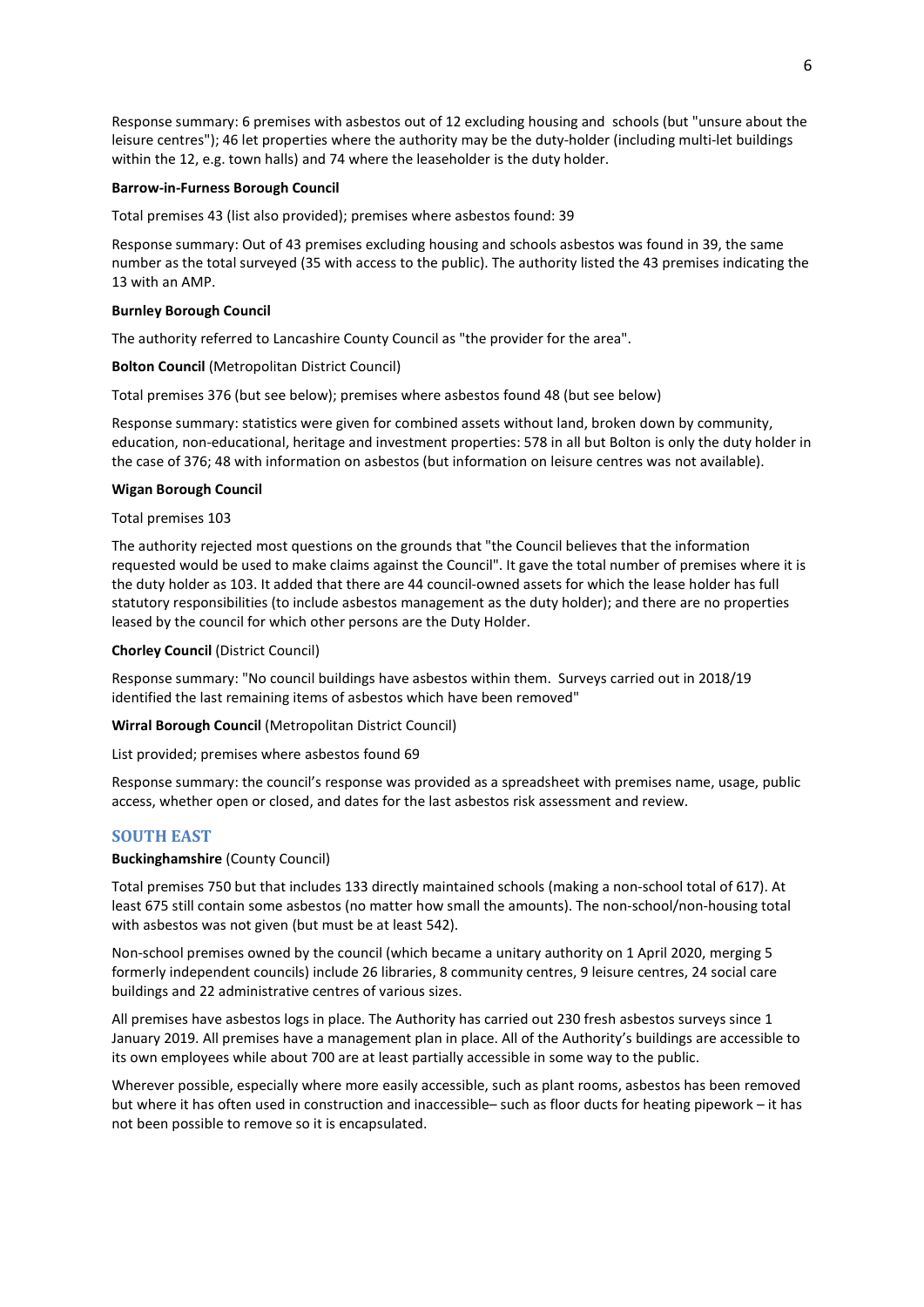Response summary: 6 premises with asbestos out of 12 excluding housing and schools (but "unsure about the leisure centres"); 46 let properties where the authority may be the duty-holder (including multi-let buildings within the 12, e.g. town halls) and 74 where the leaseholder is the duty holder.

**Barrow-in-Furness Borough Council**

Total premises 43 (list also provided); premises where asbestos found: 39

Response summary: Out of 43 premises excluding housing and schools asbestos was found in 39, the same number as the total surveyed (35 with access to the public). The authority listed the 43 premises indicating the 13 with an AMP.

**Burnley Borough Council**

The authority referred to Lancashire County Council as "the provider for the area".

**Bolton Council** (Metropolitan District Council)

Total premises 376 (but see below); premises where asbestos found 48 (but see below)

Response summary: statistics were given for combined assets without land, broken down by community, education, non-educational, heritage and investment properties: 578 in all but Bolton is only the duty holder in the case of 376; 48 with information on asbestos (but information on leisure centres was not available).

**Wigan Borough Council**

Total premises 103

The authority rejected most questions on the grounds that "the Council believes that the information requested would be used to make claims against the Council". It gave the total number of premises where it is the duty holder as 103. It added that there are 44 council-owned assets for which the lease holder has full statutory responsibilities (to include asbestos management as the duty holder); and there are no properties leased by the council for which other persons are the Duty Holder.

**Chorley Council** (District Council)

Response summary: "No council buildings have asbestos within them. Surveys carried out in 2018/19 identified the last remaining items of asbestos which have been removed"

**Wirral Borough Council** (Metropolitan District Council)

List provided; premises where asbestos found 69

Response summary: the council's response was provided as a spreadsheet with premises name, usage, public access, whether open or closed, and dates for the last asbestos risk assessment and review.

## SOUTH EAST

**Buckinghamshire** (County Council)

Total premises 750 but that includes 133 directly maintained schools (making a non-school total of 617). At least 675 still contain some asbestos (no matter how small the amounts). The non-school/non-housing total with asbestos was not given (but must be at least 542).

Non-school premises owned by the council (which became a unitary authority on 1 April 2020, merging 5 formerly independent councils) include 26 libraries, 8 community centres, 9 leisure centres, 24 social care buildings and 22 administrative centres of various sizes.

All premises have asbestos logs in place. The Authority has carried out 230 fresh asbestos surveys since 1 January 2019. All premises have a management plan in place. All of the Authority's buildings are accessible to its own employees while about 700 are at least partially accessible in some way to the public.

Wherever possible, especially where more easily accessible, such as plant rooms, asbestos has been removed but where it has often used in construction and inaccessible– such as floor ducts for heating pipework – it has not been possible to remove so it is encapsulated.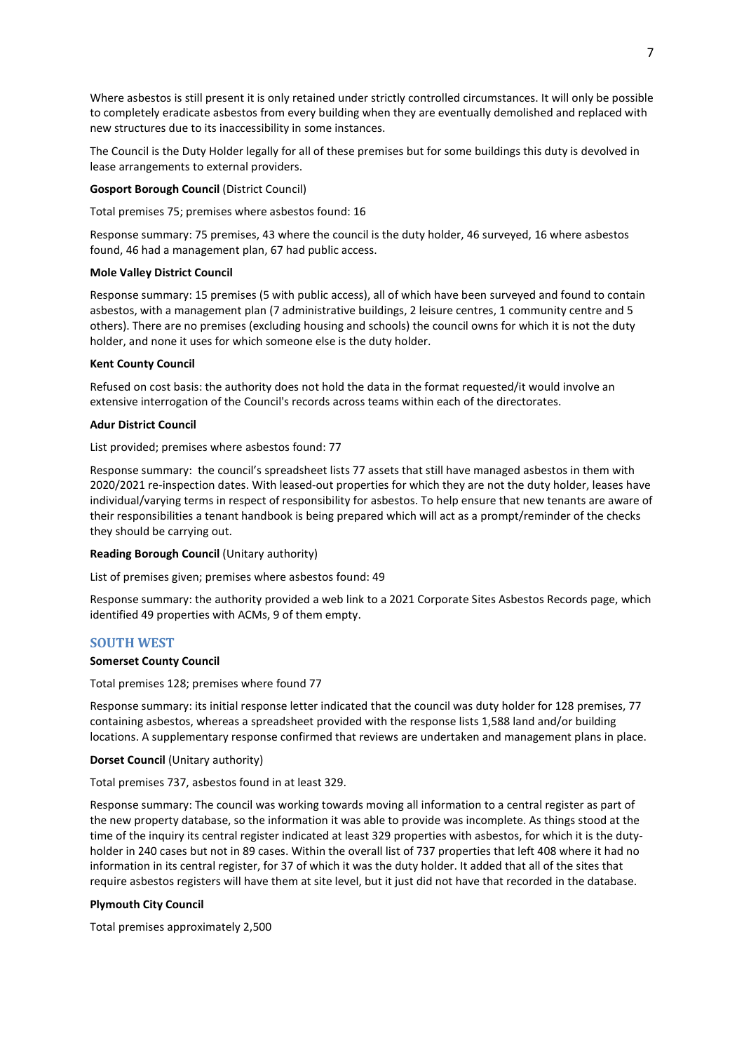Where asbestos is still present it is only retained under strictly controlled circumstances. It will only be possible to completely eradicate asbestos from every building when they are eventually demolished and replaced with new structures due to its inaccessibility in some instances.

The Council is the Duty Holder legally for all of these premises but for some buildings this duty is devolved in lease arrangements to external providers.

**Gosport Borough Council** (District Council)

Total premises 75; premises where asbestos found: 16

Response summary: 75 premises, 43 where the council is the duty holder, 46 surveyed, 16 where asbestos found, 46 had a management plan, 67 had public access.

**Mole Valley District Council**

Response summary: 15 premises (5 with public access), all of which have been surveyed and found to contain asbestos, with a management plan (7 administrative buildings, 2 leisure centres, 1 community centre and 5 others). There are no premises (excluding housing and schools) the council owns for which it is not the duty holder, and none it uses for which someone else is the duty holder.

**Kent County Council**

Refused on cost basis: the authority does not hold the data in the format requested/it would involve an extensive interrogation of the Council's records across teams within each of the directorates.

**Adur District Council**

List provided; premises where asbestos found: 77

Response summary: the council's spreadsheet lists 77 assets that still have managed asbestos in them with 2020/2021 re-inspection dates. With leased-out properties for which they are not the duty holder, leases have individual/varying terms in respect of responsibility for asbestos. To help ensure that new tenants are aware of their responsibilities a tenant handbook is being prepared which will act as a prompt/reminder of the checks they should be carrying out.

**Reading Borough Council** (Unitary authority)

List of premises given; premises where asbestos found: 49

Response summary: the authority provided a web link to a 2021 Corporate Sites Asbestos Records page, which identified 49 properties with ACMs, 9 of them empty.

## SOUTH WEST

**Somerset County Council**

Total premises 128; premises where found 77

Response summary: its initial response letter indicated that the council was duty holder for 128 premises, 77 containing asbestos, whereas a spreadsheet provided with the response lists 1,588 land and/or building locations. A supplementary response confirmed that reviews are undertaken and management plans in place.

**Dorset Council** (Unitary authority)

Total premises 737, asbestos found in at least 329.

Response summary: The council was working towards moving all information to a central register as part of the new property database, so the information it was able to provide was incomplete. As things stood at the time of the inquiry its central register indicated at least 329 properties with asbestos, for which it is the duty-holder in 240 cases but not in 89 cases. Within the overall list of 737 properties that left 408 where it had no information in its central register, for 37 of which it was the duty holder. It added that all of the sites that require asbestos registers will have them at site level, but it just did not have that recorded in the database.

**Plymouth City Council**

Total premises approximately 2,500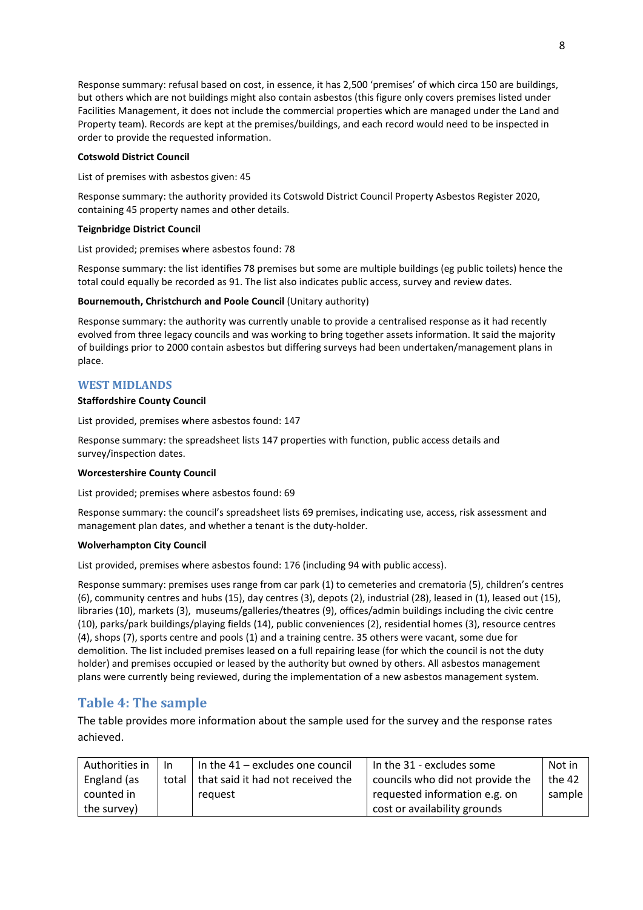Response summary: refusal based on cost, in essence, it has 2,500 'premises' of which circa 150 are buildings, but others which are not buildings might also contain asbestos (this figure only covers premises listed under Facilities Management, it does not include the commercial properties which are managed under the Land and Property team). Records are kept at the premises/buildings, and each record would need to be inspected in order to provide the requested information.

**Cotswold District Council**

List of premises with asbestos given: 45

Response summary: the authority provided its Cotswold District Council Property Asbestos Register 2020, containing 45 property names and other details.

**Teignbridge District Council**

List provided; premises where asbestos found: 78

Response summary: the list identifies 78 premises but some are multiple buildings (eg public toilets) hence the total could equally be recorded as 91. The list also indicates public access, survey and review dates.

**Bournemouth, Christchurch and Poole Council** (Unitary authority)

Response summary: the authority was currently unable to provide a centralised response as it had recently evolved from three legacy councils and was working to bring together assets information. It said the majority of buildings prior to 2000 contain asbestos but differing surveys had been undertaken/management plans in place.

### WEST MIDLANDS

**Staffordshire County Council**

List provided, premises where asbestos found: 147

Response summary: the spreadsheet lists 147 properties with function, public access details and survey/inspection dates.

**Worcestershire County Council**

List provided; premises where asbestos found: 69

Response summary: the council's spreadsheet lists 69 premises, indicating use, access, risk assessment and management plan dates, and whether a tenant is the duty-holder.

**Wolverhampton City Council**

List provided, premises where asbestos found: 176 (including 94 with public access).

Response summary: premises uses range from car park (1) to cemeteries and crematoria (5), children's centres (6), community centres and hubs (15), day centres (3), depots (2), industrial (28), leased in (1), leased out (15), libraries (10), markets (3), museums/galleries/theatres (9), offices/admin buildings including the civic centre (10), parks/park buildings/playing fields (14), public conveniences (2), residential homes (3), resource centres (4), shops (7), sports centre and pools (1) and a training centre. 35 others were vacant, some due for demolition. The list included premises leased on a full repairing lease (for which the council is not the duty holder) and premises occupied or leased by the authority but owned by others. All asbestos management plans were currently being reviewed, during the implementation of a new asbestos management system.

## Table 4: The sample

The table provides more information about the sample used for the survey and the response rates achieved.

| Authorities in England (as counted in the survey) | In total | In the 41 – excludes one council that said it had not received the request | In the 31 - excludes some councils who did not provide the requested information e.g. on cost or availability grounds | Not in the 42 sample |
|---|---|---|---|---|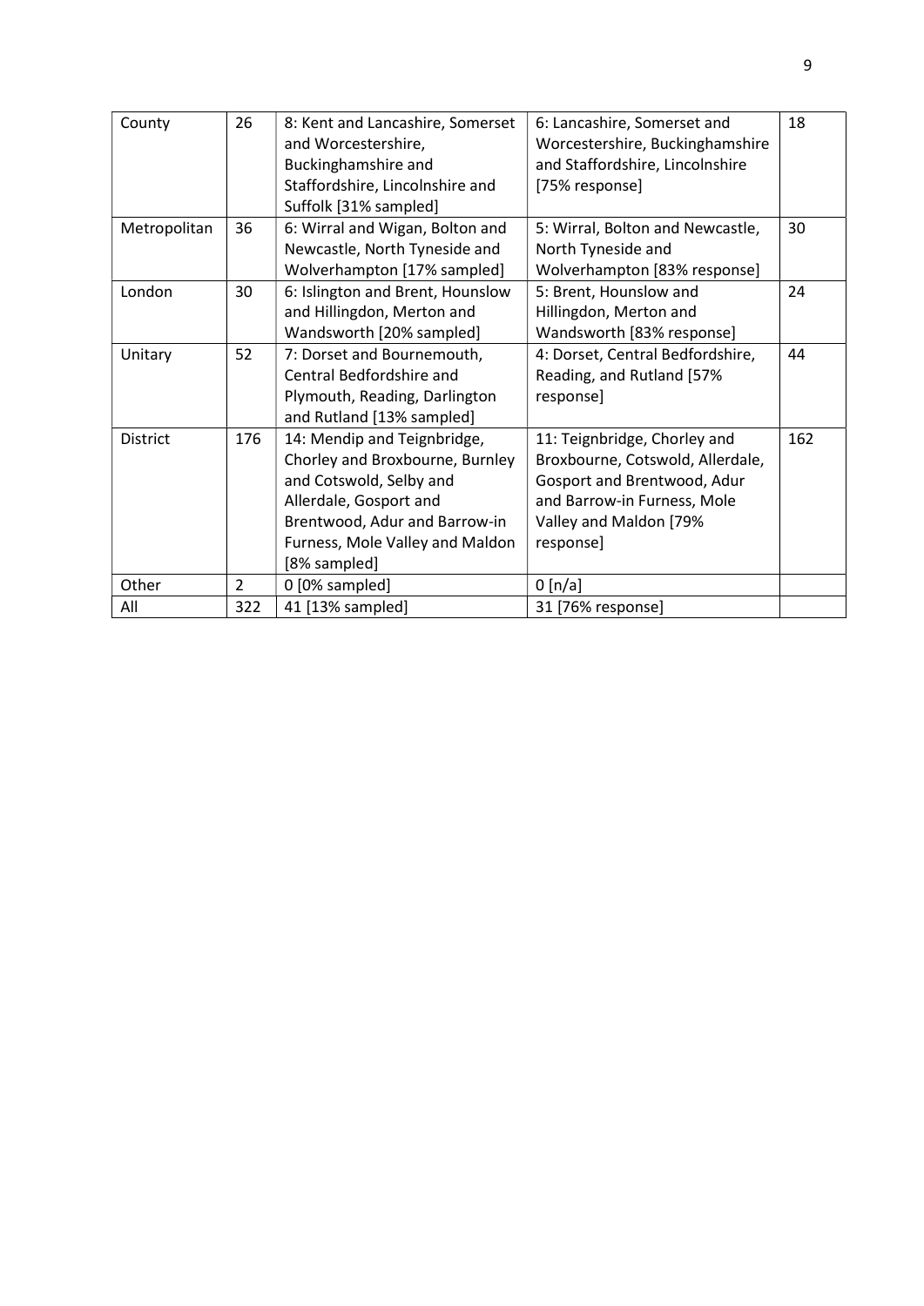| | | | | |
|---|---|---|---|---|
| County | 26 | 8: Kent and Lancashire, Somerset and Worcestershire, Buckinghamshire and Staffordshire, Lincolnshire and Suffolk [31% sampled] | 6: Lancashire, Somerset and Worcestershire, Buckinghamshire and Staffordshire, Lincolnshire [75% response] | 18 |
| Metropolitan | 36 | 6: Wirral and Wigan, Bolton and Newcastle, North Tyneside and Wolverhampton [17% sampled] | 5: Wirral, Bolton and Newcastle, North Tyneside and Wolverhampton [83% response] | 30 |
| London | 30 | 6: Islington and Brent, Hounslow and Hillingdon, Merton and Wandsworth [20% sampled] | 5: Brent, Hounslow and Hillingdon, Merton and Wandsworth [83% response] | 24 |
| Unitary | 52 | 7: Dorset and Bournemouth, Central Bedfordshire and Plymouth, Reading, Darlington and Rutland [13% sampled] | 4: Dorset, Central Bedfordshire, Reading, and Rutland [57% response] | 44 |
| District | 176 | 14: Mendip and Teignbridge, Chorley and Broxbourne, Burnley and Cotswold, Selby and Allerdale, Gosport and Brentwood, Adur and Barrow-in Furness, Mole Valley and Maldon [8% sampled] | 11: Teignbridge, Chorley and Broxbourne, Cotswold, Allerdale, Gosport and Brentwood, Adur and Barrow-in Furness, Mole Valley and Maldon [79% response] | 162 |
| Other | 2 | 0 [0% sampled] | 0 [n/a] | |
| All | 322 | 41 [13% sampled] | 31 [76% response] | |